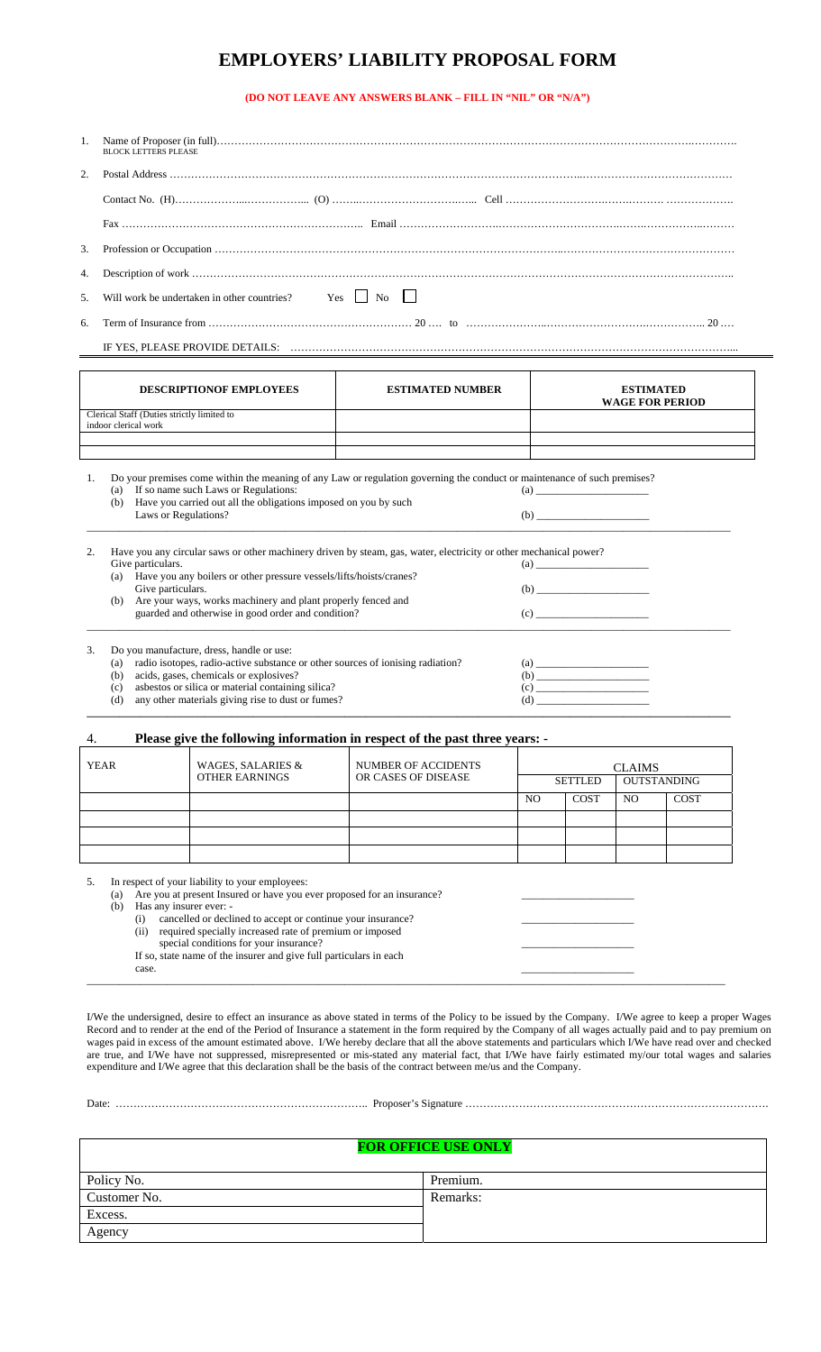# EMPLOYERS' LIABILITY PROPOSAL FORM

**(DO NOT LEAVE ANY ANSWERS BLANK – FILL IN "NIL" OR "N/A")**

1. Name of Proposer (in full)………………………………………………………………………………………………………………………….
   BLOCK LETTERS PLEASE
2. Postal Address ……………………………………………………………………………………………………………………………………

   Contact No. (H)………………...……………... (O) ……..…………………….…... Cell ………………………..……….… …………….….

   Fax …………………………………………………………… Email …………………………………………………………………………
3. Profession or Occupation ………………………………………………………………………………………………………………………
4. Description of work ………………………………………………………………………………………………………………………………
5. Will work be undertaken in other countries? Yes ☐ No ☐
6. Term of Insurance from ………………………………………………… 20 …. to ………………….……………………….…………….. 20 …

   IF YES, PLEASE PROVIDE DETAILS: ……………………………………………………………………………………………………...

| DESCRIPTIONOF EMPLOYEES | ESTIMATED NUMBER | ESTIMATED WAGE FOR PERIOD |
|---|---|---|
| Clerical Staff (Duties strictly limited to indoor clerical work | | |
| | | |
| | | |

1. Do your premises come within the meaning of any Law or regulation governing the conduct or maintenance of such premises?
   (a) If so name such Laws or Regulations: (a) ____________________
   (b) Have you carried out all the obligations imposed on you by such Laws or Regulations? (b) ____________________

2. Have you any circular saws or other machinery driven by steam, gas, water, electricity or other mechanical power? Give particulars. (a) ____________________
   (a) Have you any boilers or other pressure vessels/lifts/hoists/cranes? Give particulars. (b) ____________________
   (b) Are your ways, works machinery and plant properly fenced and guarded and otherwise in good order and condition? (c) ____________________

3. Do you manufacture, dress, handle or use:
   (a) radio isotopes, radio-active substance or other sources of ionising radiation? (a) ____________________
   (b) acids, gases, chemicals or explosives? (b) ____________________
   (c) asbestos or silica or material containing silica? (c) ____________________
   (d) any other materials giving rise to dust or fumes? (d) ____________________

4. **Please give the following information in respect of the past three years: -**

| YEAR | WAGES, SALARIES & OTHER EARNINGS | NUMBER OF ACCIDENTS OR CASES OF DISEASE | CLAIMS | | | |
|---|---|---|---|---|---|---|
| | | | SETTLED | | OUTSTANDING | |
| | | | NO | COST | NO | COST |
| | | | | | | |
| | | | | | | |
| | | | | | | |

5. In respect of your liability to your employees:
   (a) Are you at present Insured or have you ever proposed for an insurance? ____________________
   (b) Has any insurer ever: -
      (i) cancelled or declined to accept or continue your insurance? ____________________
      (ii) required specially increased rate of premium or imposed special conditions for your insurance? ____________________

   If so, state name of the insurer and give full particulars in each case. ____________________

I/We the undersigned, desire to effect an insurance as above stated in terms of the Policy to be issued by the Company. I/We agree to keep a proper Wages Record and to render at the end of the Period of Insurance a statement in the form required by the Company of all wages actually paid and to pay premium on wages paid in excess of the amount estimated above. I/We hereby declare that all the above statements and particulars which I/We have read over and checked are true, and I/We have not suppressed, misrepresented or mis-stated any material fact, that I/We have fairly estimated my/our total wages and salaries expenditure and I/We agree that this declaration shall be the basis of the contract between me/us and the Company.

Date: ……………………………………………………………….. Proposer's Signature ……………………………………………………………………….

| FOR OFFICE USE ONLY | |
|---|---|
| Policy No. | Premium. |
| Customer No. | Remarks: |
| Excess. | |
| Agency | |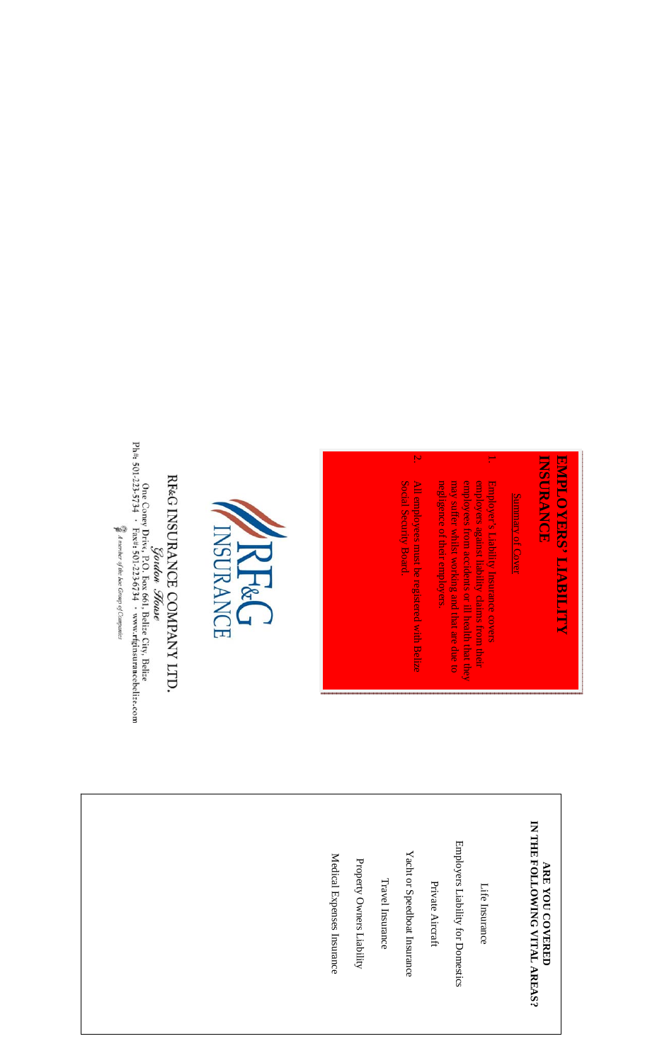# EMPLOYERS' LIABILITY INSURANCE

Summary of Cover

1. Employer's Liability Insurance covers employers against liability claims from their employees from accidents or ill health that they may suffer whilst working and that are due to negligence of their employers.
2. All employees must be registered with Belize Social Security Board.

RF&G INSURANCE

RF&G INSURANCE COMPANY LTD.

*Gordon House*

One Coney Drive, P.O. Box 661, Belize City, Belize

Ph#: 501-223-5734 · Fax#: 501-223-6734 · www.rfginsurancebelize.com

*A member of the Joe Group of Companies*

**ARE YOU COVERED IN THE FOLLOWING VITAL AREAS?**

Life Insurance

Employers Liability for Domestics

Private Aircraft

Yacht or Speedboat Insurance

Travel Insurance

Property Owners Liability

Medical Expenses Insurance